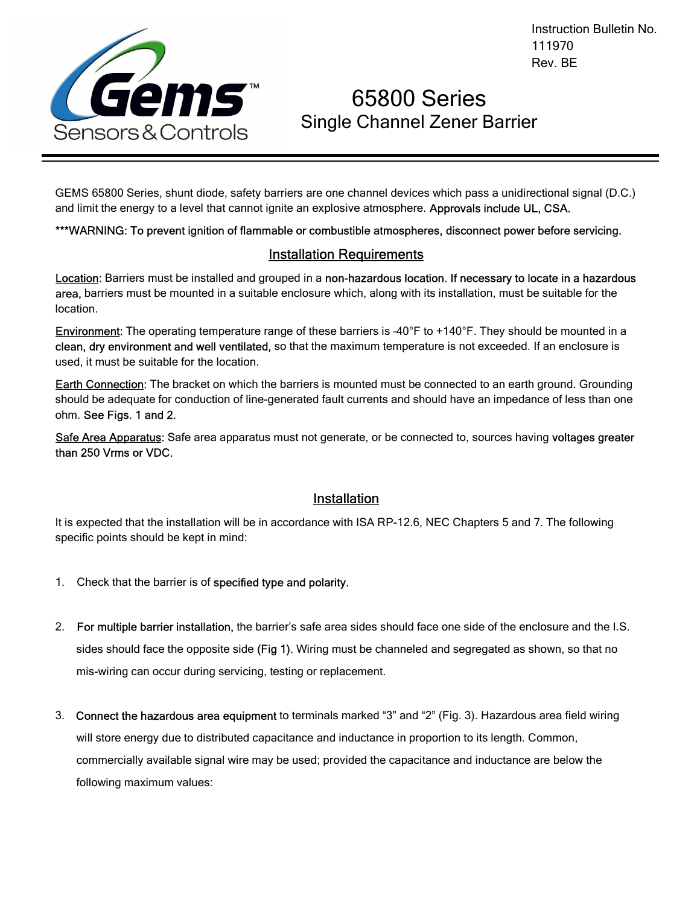Instruction Bulletin No. 111970
Rev. BE

# 65800 Series
## Single Channel Zener Barrier

GEMS 65800 Series, shunt diode, safety barriers are one channel devices which pass a unidirectional signal (D.C.) and limit the energy to a level that cannot ignite an explosive atmosphere. **Approvals include UL, CSA.**

***WARNING: To prevent ignition of flammable or combustible atmospheres, disconnect power before servicing.**

### Installation Requirements

Location: Barriers must be installed and grouped in a **non-hazardous location. If necessary to locate in a hazardous area,** barriers must be mounted in a suitable enclosure which, along with its installation, must be suitable for the location.

Environment: The operating temperature range of these barriers is -40°F to +140°F. They should be mounted in a **clean, dry environment and well ventilated,** so that the maximum temperature is not exceeded. If an enclosure is used, it must be suitable for the location.

Earth Connection: The bracket on which the barriers is mounted must be connected to an earth ground. Grounding should be adequate for conduction of line-generated fault currents and should have an impedance of less than one ohm. **See Figs. 1 and 2.**

Safe Area Apparatus: Safe area apparatus must not generate, or be connected to, sources having **voltages greater than 250 Vrms or VDC.**

### Installation

It is expected that the installation will be in accordance with ISA RP-12.6, NEC Chapters 5 and 7. The following specific points should be kept in mind:

1. Check that the barrier is of **specified type and polarity.**

2. **For multiple barrier installation,** the barrier's safe area sides should face one side of the enclosure and the I.S. sides should face the opposite side **(Fig 1).** Wiring must be channeled and segregated as shown, so that no mis-wiring can occur during servicing, testing or replacement.

3. **Connect the hazardous area equipment** to terminals marked "3" and "2" (Fig. 3). Hazardous area field wiring will store energy due to distributed capacitance and inductance in proportion to its length. Common, commercially available signal wire may be used; provided the capacitance and inductance are below the following maximum values: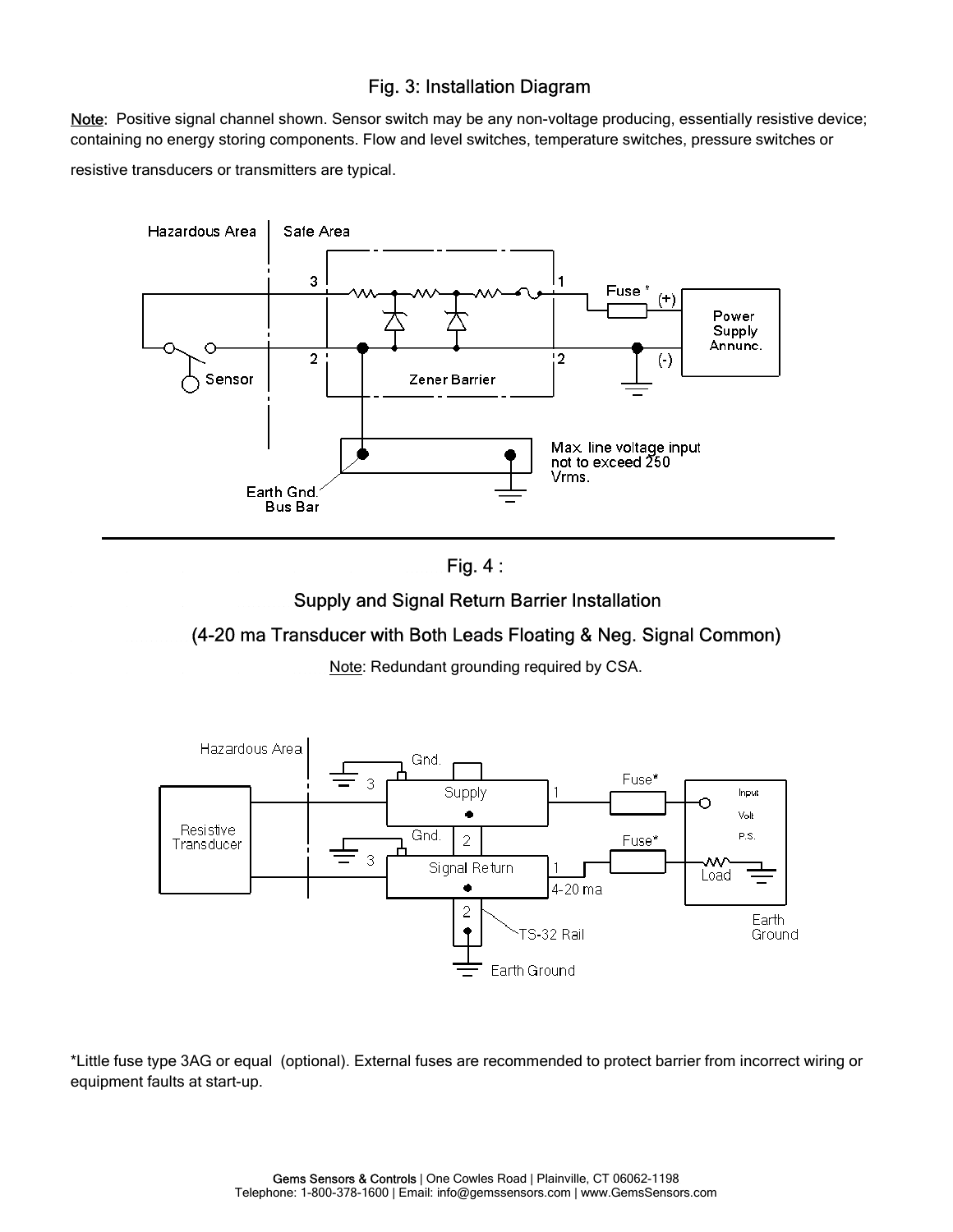## Fig. 3: Installation Diagram

Note: Positive signal channel shown. Sensor switch may be any non-voltage producing, essentially resistive device; containing no energy storing components. Flow and level switches, temperature switches, pressure switches or resistive transducers or transmitters are typical.

Hazardous Area

Safe Area

3

1

Fuse *

(+)

Power Supply Annunc.

2

2

(-)

Sensor

Zener Barrier

Max. line voltage input not to exceed 250 Vrms.

Earth Gnd. Bus Bar

---

## Fig. 4 :

## Supply and Signal Return Barrier Installation

## (4-20 ma Transducer with Both Leads Floating & Neg. Signal Common)

Note: Redundant grounding required by CSA.

Hazardous Area

Gnd.

3

Supply

1

Fuse*

Input

Volt

P.S.

Resistive Transducer

Gnd.

2

Fuse*

3

Signal Return

1

Load

4-20 ma

2

TS-32 Rail

Earth Ground

Earth Ground

*Little fuse type 3AG or equal (optional). External fuses are recommended to protect barrier from incorrect wiring or equipment faults at start-up.

Gems Sensors & Controls | One Cowles Road | Plainville, CT 06062-1198
Telephone: 1-800-378-1600 | Email: info@gemssensors.com | www.GemsSensors.com